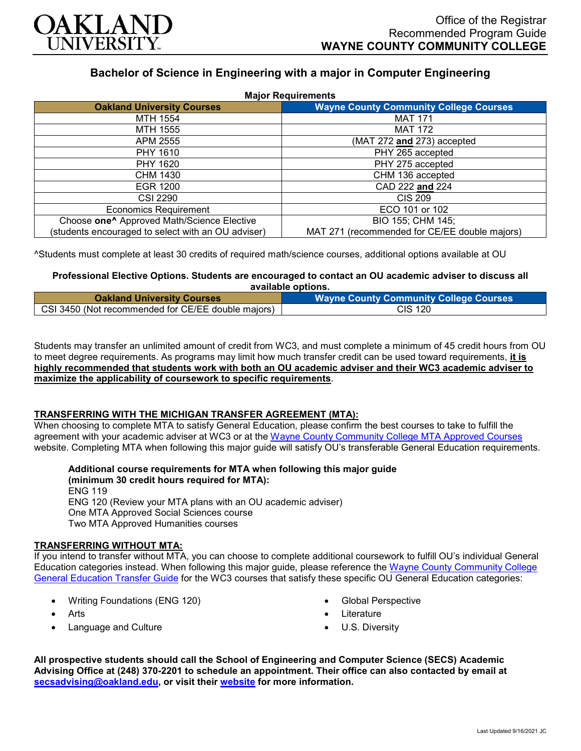Office of the Registrar
Recommended Program Guide
**WAYNE COUNTY COMMUNITY COLLEGE**

# Bachelor of Science in Engineering with a major in Computer Engineering

**Major Requirements**

| Oakland University Courses | Wayne County Community College Courses |
|---|---|
| MTH 1554 | MAT 171 |
| MTH 1555 | MAT 172 |
| APM 2555 | (MAT 272 **and** 273) accepted |
| PHY 1610 | PHY 265 accepted |
| PHY 1620 | PHY 275 accepted |
| CHM 1430 | CHM 136 accepted |
| EGR 1200 | CAD 222 **and** 224 |
| CSI 2290 | CIS 209 |
| Economics Requirement | ECO 101 or 102 |
| Choose **one**^ Approved Math/Science Elective (students encouraged to select with an OU adviser) | BIO 155; CHM 145; MAT 271 (recommended for CE/EE double majors) |

^Students must complete at least 30 credits of required math/science courses, additional options available at OU

**Professional Elective Options. Students are encouraged to contact an OU academic adviser to discuss all available options.**

| Oakland University Courses | Wayne County Community College Courses |
|---|---|
| CSI 3450 (Not recommended for CE/EE double majors) | CIS 120 |

Students may transfer an unlimited amount of credit from WC3, and must complete a minimum of 45 credit hours from OU to meet degree requirements. As programs may limit how much transfer credit can be used toward requirements, **it is highly recommended that students work with both an OU academic adviser and their WC3 academic adviser to maximize the applicability of coursework to specific requirements**.

## TRANSFERRING WITH THE MICHIGAN TRANSFER AGREEMENT (MTA):

When choosing to complete MTA to satisfy General Education, please confirm the best courses to take to fulfill the agreement with your academic adviser at WC3 or at the Wayne County Community College MTA Approved Courses website. Completing MTA when following this major guide will satisfy OU's transferable General Education requirements.

**Additional course requirements for MTA when following this major guide (minimum 30 credit hours required for MTA):**
ENG 119
ENG 120 (Review your MTA plans with an OU academic adviser)
One MTA Approved Social Sciences course
Two MTA Approved Humanities courses

## TRANSFERRING WITHOUT MTA:

If you intend to transfer without MTA, you can choose to complete additional coursework to fulfill OU's individual General Education categories instead. When following this major guide, please reference the Wayne County Community College General Education Transfer Guide for the WC3 courses that satisfy these specific OU General Education categories:

- Writing Foundations (ENG 120)
- Arts
- Language and Culture
- Global Perspective
- Literature
- U.S. Diversity

**All prospective students should call the School of Engineering and Computer Science (SECS) Academic Advising Office at (248) 370-2201 to schedule an appointment. Their office can also contacted by email at secsadvising@oakland.edu, or visit their website for more information.**

Last Updated 9/16/2021 JC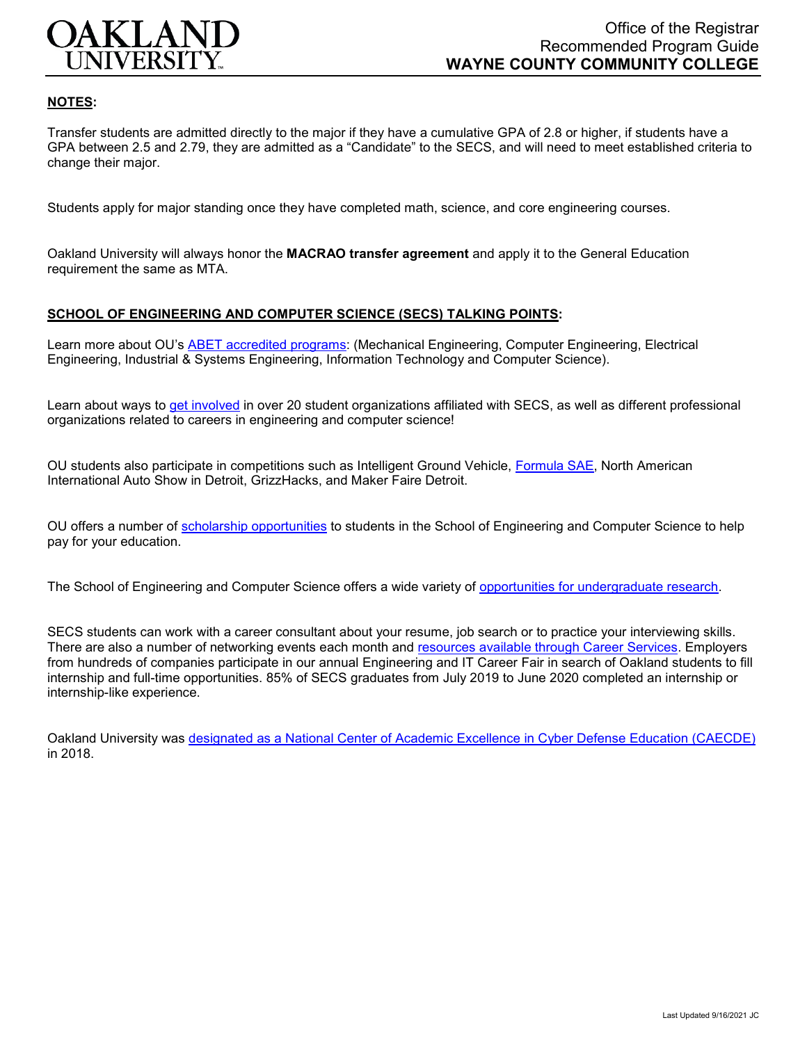**NOTES:**

Transfer students are admitted directly to the major if they have a cumulative GPA of 2.8 or higher, if students have a GPA between 2.5 and 2.79, they are admitted as a "Candidate" to the SECS, and will need to meet established criteria to change their major.

Students apply for major standing once they have completed math, science, and core engineering courses.

Oakland University will always honor the **MACRAO transfer agreement** and apply it to the General Education requirement the same as MTA.

**SCHOOL OF ENGINEERING AND COMPUTER SCIENCE (SECS) TALKING POINTS:**

Learn more about OU's ABET accredited programs: (Mechanical Engineering, Computer Engineering, Electrical Engineering, Industrial & Systems Engineering, Information Technology and Computer Science).

Learn about ways to get involved in over 20 student organizations affiliated with SECS, as well as different professional organizations related to careers in engineering and computer science!

OU students also participate in competitions such as Intelligent Ground Vehicle, Formula SAE, North American International Auto Show in Detroit, GrizzHacks, and Maker Faire Detroit.

OU offers a number of scholarship opportunities to students in the School of Engineering and Computer Science to help pay for your education.

The School of Engineering and Computer Science offers a wide variety of opportunities for undergraduate research.

SECS students can work with a career consultant about your resume, job search or to practice your interviewing skills. There are also a number of networking events each month and resources available through Career Services. Employers from hundreds of companies participate in our annual Engineering and IT Career Fair in search of Oakland students to fill internship and full-time opportunities. 85% of SECS graduates from July 2019 to June 2020 completed an internship or internship-like experience.

Oakland University was designated as a National Center of Academic Excellence in Cyber Defense Education (CAECDE) in 2018.

Last Updated 9/16/2021 JC